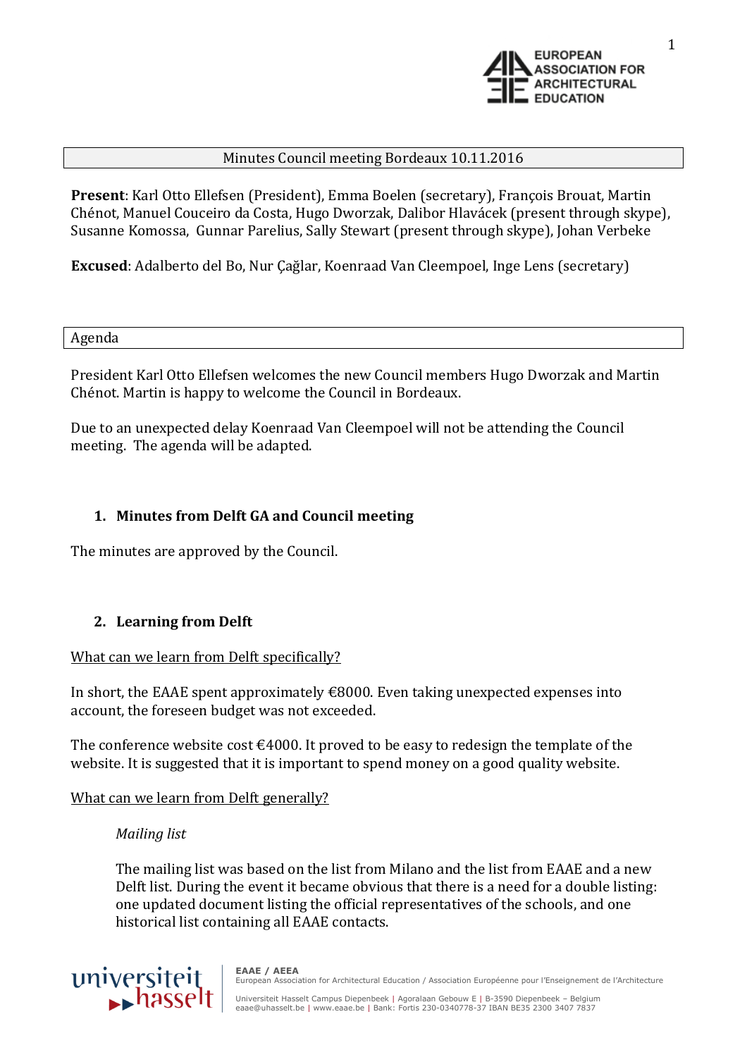Minutes Council meeting Bordeaux 10.11.2016

**Present**: Karl Otto Ellefsen (President), Emma Boelen (secretary), François Brouat, Martin Chénot, Manuel Couceiro da Costa, Hugo Dworzak, Dalibor Hlavácek (present through skype), Susanne Komossa, Gunnar Parelius, Sally Stewart (present through skype), Johan Verbeke

**Excused**: Adalberto del Bo, Nur Çağlar, Koenraad Van Cleempoel, Inge Lens (secretary)

Agenda

President Karl Otto Ellefsen welcomes the new Council members Hugo Dworzak and Martin Chénot. Martin is happy to welcome the Council in Bordeaux.

Due to an unexpected delay Koenraad Van Cleempoel will not be attending the Council meeting. The agenda will be adapted.

## 1. Minutes from Delft GA and Council meeting

The minutes are approved by the Council.

## 2. Learning from Delft

What can we learn from Delft specifically?

In short, the EAAE spent approximately €8000. Even taking unexpected expenses into account, the foreseen budget was not exceeded.

The conference website cost €4000. It proved to be easy to redesign the template of the website. It is suggested that it is important to spend money on a good quality website.

What can we learn from Delft generally?

*Mailing list*

The mailing list was based on the list from Milano and the list from EAAE and a new Delft list. During the event it became obvious that there is a need for a double listing: one updated document listing the official representatives of the schools, and one historical list containing all EAAE contacts.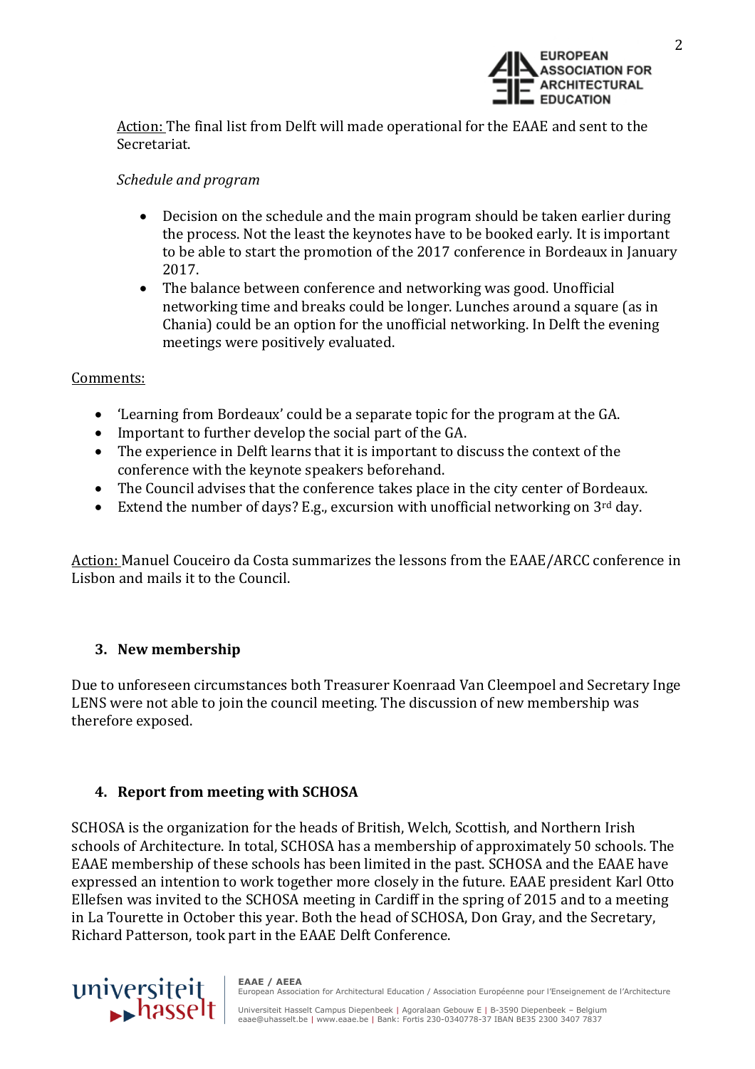Action: The final list from Delft will made operational for the EAAE and sent to the Secretariat.

*Schedule and program*

- Decision on the schedule and the main program should be taken earlier during the process. Not the least the keynotes have to be booked early. It is important to be able to start the promotion of the 2017 conference in Bordeaux in January 2017.
- The balance between conference and networking was good. Unofficial networking time and breaks could be longer. Lunches around a square (as in Chania) could be an option for the unofficial networking. In Delft the evening meetings were positively evaluated.

Comments:

- 'Learning from Bordeaux' could be a separate topic for the program at the GA.
- Important to further develop the social part of the GA.
- The experience in Delft learns that it is important to discuss the context of the conference with the keynote speakers beforehand.
- The Council advises that the conference takes place in the city center of Bordeaux.
- Extend the number of days? E.g., excursion with unofficial networking on 3rd day.

Action: Manuel Couceiro da Costa summarizes the lessons from the EAAE/ARCC conference in Lisbon and mails it to the Council.

## 3. New membership

Due to unforeseen circumstances both Treasurer Koenraad Van Cleempoel and Secretary Inge LENS were not able to join the council meeting. The discussion of new membership was therefore exposed.

## 4. Report from meeting with SCHOSA

SCHOSA is the organization for the heads of British, Welch, Scottish, and Northern Irish schools of Architecture. In total, SCHOSA has a membership of approximately 50 schools. The EAAE membership of these schools has been limited in the past. SCHOSA and the EAAE have expressed an intention to work together more closely in the future. EAAE president Karl Otto Ellefsen was invited to the SCHOSA meeting in Cardiff in the spring of 2015 and to a meeting in La Tourette in October this year. Both the head of SCHOSA, Don Gray, and the Secretary, Richard Patterson, took part in the EAAE Delft Conference.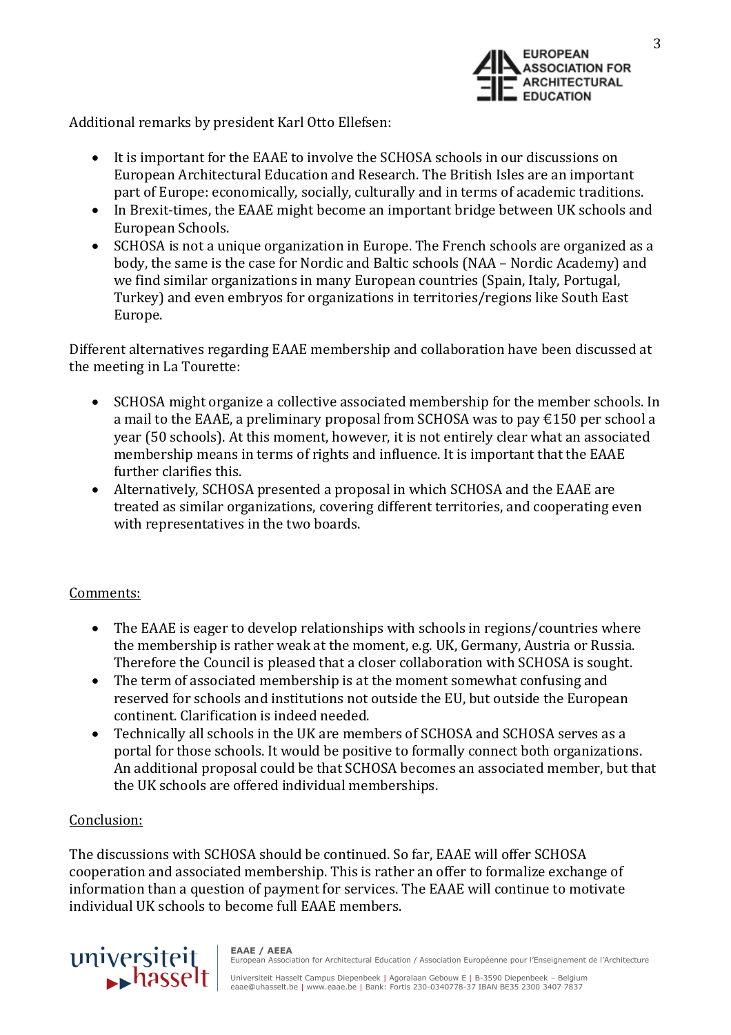Additional remarks by president Karl Otto Ellefsen:

- It is important for the EAAE to involve the SCHOSA schools in our discussions on European Architectural Education and Research. The British Isles are an important part of Europe: economically, socially, culturally and in terms of academic traditions.
- In Brexit-times, the EAAE might become an important bridge between UK schools and European Schools.
- SCHOSA is not a unique organization in Europe. The French schools are organized as a body, the same is the case for Nordic and Baltic schools (NAA – Nordic Academy) and we find similar organizations in many European countries (Spain, Italy, Portugal, Turkey) and even embryos for organizations in territories/regions like South East Europe.

Different alternatives regarding EAAE membership and collaboration have been discussed at the meeting in La Tourette:

- SCHOSA might organize a collective associated membership for the member schools. In a mail to the EAAE, a preliminary proposal from SCHOSA was to pay €150 per school a year (50 schools). At this moment, however, it is not entirely clear what an associated membership means in terms of rights and influence. It is important that the EAAE further clarifies this.
- Alternatively, SCHOSA presented a proposal in which SCHOSA and the EAAE are treated as similar organizations, covering different territories, and cooperating even with representatives in the two boards.

<u>Comments:</u>

- The EAAE is eager to develop relationships with schools in regions/countries where the membership is rather weak at the moment, e.g. UK, Germany, Austria or Russia. Therefore the Council is pleased that a closer collaboration with SCHOSA is sought.
- The term of associated membership is at the moment somewhat confusing and reserved for schools and institutions not outside the EU, but outside the European continent. Clarification is indeed needed.
- Technically all schools in the UK are members of SCHOSA and SCHOSA serves as a portal for those schools. It would be positive to formally connect both organizations. An additional proposal could be that SCHOSA becomes an associated member, but that the UK schools are offered individual memberships.

<u>Conclusion:</u>

The discussions with SCHOSA should be continued. So far, EAAE will offer SCHOSA cooperation and associated membership. This is rather an offer to formalize exchange of information than a question of payment for services. The EAAE will continue to motivate individual UK schools to become full EAAE members.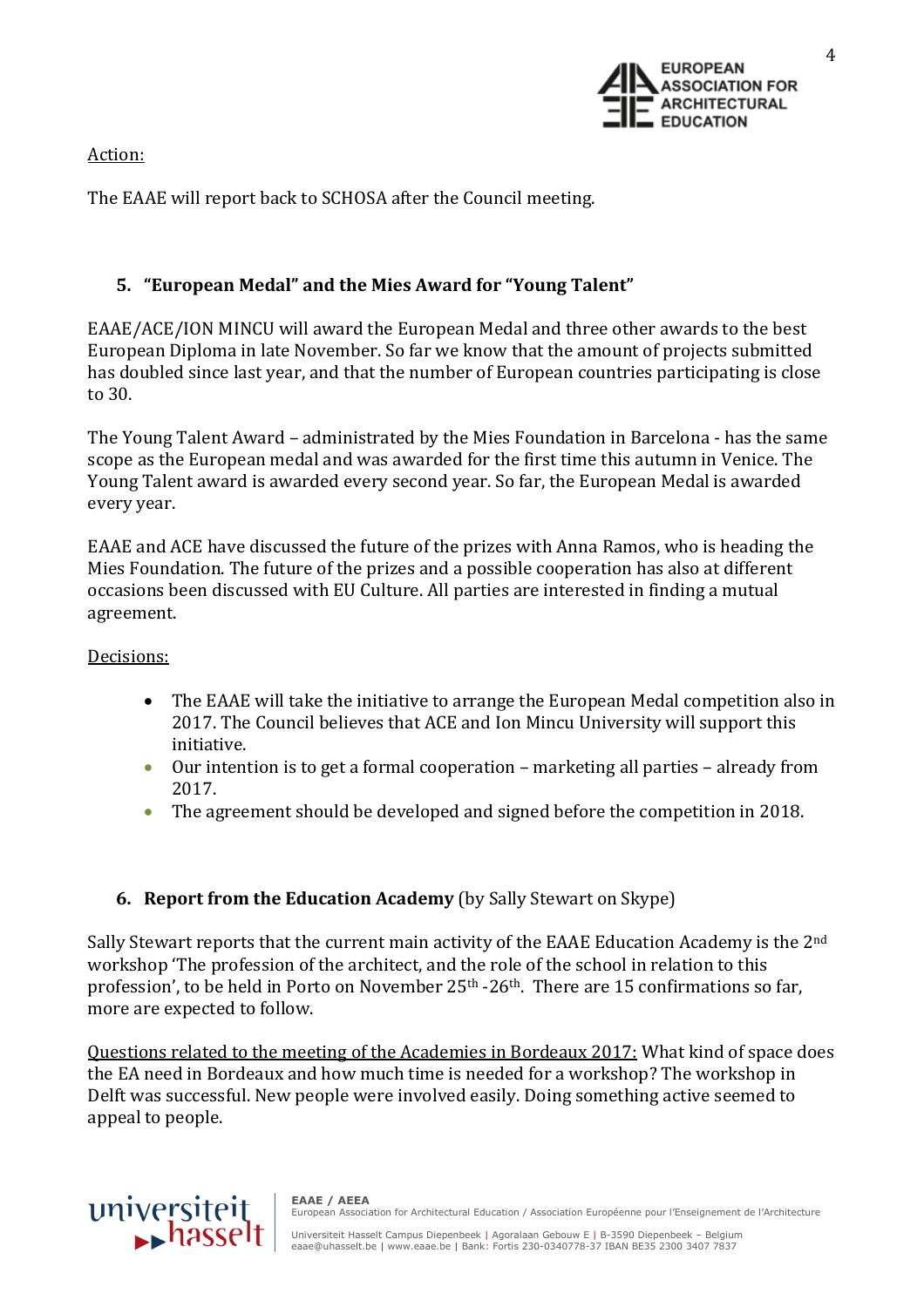Action:

The EAAE will report back to SCHOSA after the Council meeting.

## 5. "European Medal" and the Mies Award for "Young Talent"

EAAE/ACE/ION MINCU will award the European Medal and three other awards to the best European Diploma in late November. So far we know that the amount of projects submitted has doubled since last year, and that the number of European countries participating is close to 30.

The Young Talent Award – administrated by the Mies Foundation in Barcelona - has the same scope as the European medal and was awarded for the first time this autumn in Venice. The Young Talent award is awarded every second year. So far, the European Medal is awarded every year.

EAAE and ACE have discussed the future of the prizes with Anna Ramos, who is heading the Mies Foundation. The future of the prizes and a possible cooperation has also at different occasions been discussed with EU Culture. All parties are interested in finding a mutual agreement.

Decisions:

- The EAAE will take the initiative to arrange the European Medal competition also in 2017. The Council believes that ACE and Ion Mincu University will support this initiative.
- Our intention is to get a formal cooperation – marketing all parties – already from 2017.
- The agreement should be developed and signed before the competition in 2018.

## 6. Report from the Education Academy (by Sally Stewart on Skype)

Sally Stewart reports that the current main activity of the EAAE Education Academy is the 2nd workshop 'The profession of the architect, and the role of the school in relation to this profession', to be held in Porto on November 25th -26th. There are 15 confirmations so far, more are expected to follow.

Questions related to the meeting of the Academies in Bordeaux 2017: What kind of space does the EA need in Bordeaux and how much time is needed for a workshop? The workshop in Delft was successful. New people were involved easily. Doing something active seemed to appeal to people.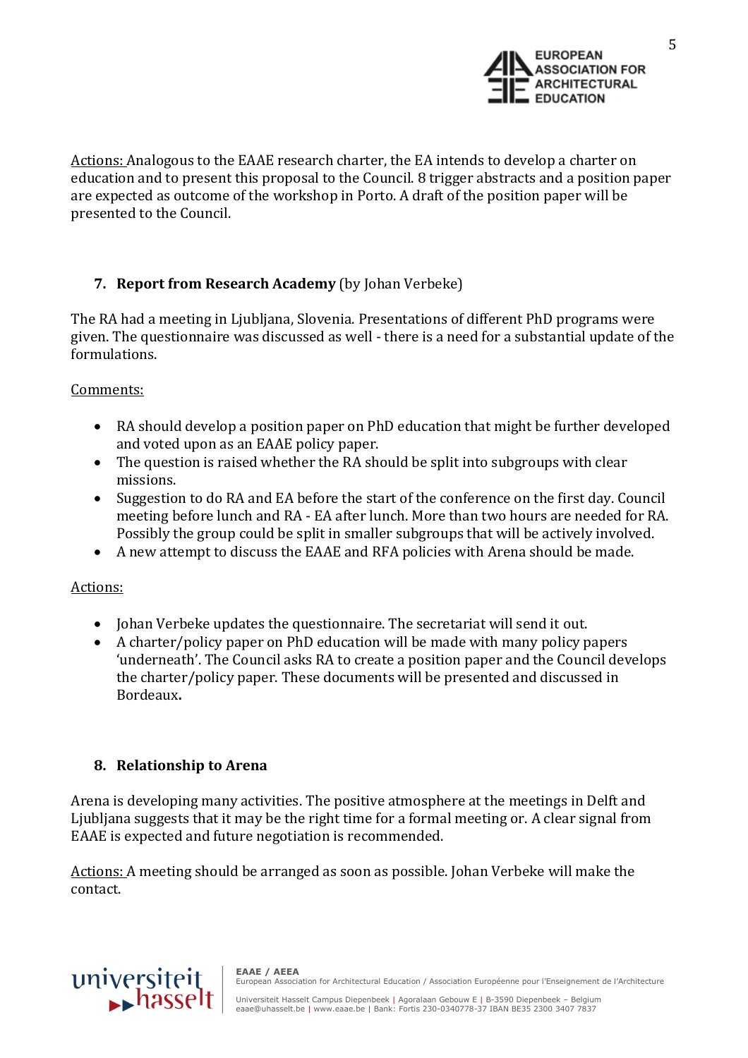Actions: Analogous to the EAAE research charter, the EA intends to develop a charter on education and to present this proposal to the Council. 8 trigger abstracts and a position paper are expected as outcome of the workshop in Porto. A draft of the position paper will be presented to the Council.

7. **Report from Research Academy** (by Johan Verbeke)

The RA had a meeting in Ljubljana, Slovenia. Presentations of different PhD programs were given. The questionnaire was discussed as well - there is a need for a substantial update of the formulations.

Comments:

- RA should develop a position paper on PhD education that might be further developed and voted upon as an EAAE policy paper.
- The question is raised whether the RA should be split into subgroups with clear missions.
- Suggestion to do RA and EA before the start of the conference on the first day. Council meeting before lunch and RA - EA after lunch. More than two hours are needed for RA. Possibly the group could be split in smaller subgroups that will be actively involved.
- A new attempt to discuss the EAAE and RFA policies with Arena should be made.

Actions:

- Johan Verbeke updates the questionnaire. The secretariat will send it out.
- A charter/policy paper on PhD education will be made with many policy papers 'underneath'. The Council asks RA to create a position paper and the Council develops the charter/policy paper. These documents will be presented and discussed in Bordeaux**.**

8. **Relationship to Arena**

Arena is developing many activities. The positive atmosphere at the meetings in Delft and Ljubljana suggests that it may be the right time for a formal meeting or. A clear signal from EAAE is expected and future negotiation is recommended.

Actions: A meeting should be arranged as soon as possible. Johan Verbeke will make the contact.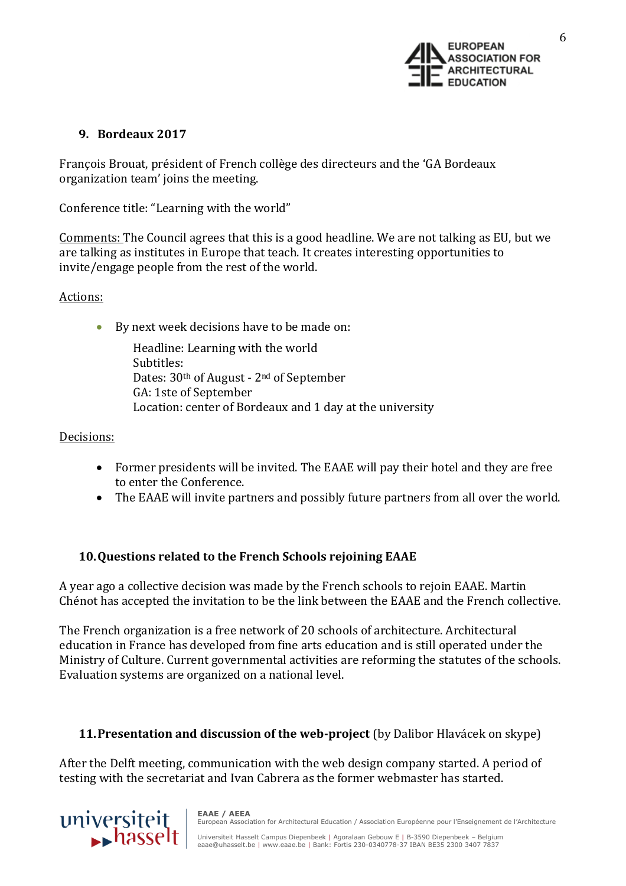## 9. Bordeaux 2017

François Brouat, président of French collège des directeurs and the 'GA Bordeaux organization team' joins the meeting.

Conference title: "Learning with the world"

Comments: The Council agrees that this is a good headline. We are not talking as EU, but we are talking as institutes in Europe that teach. It creates interesting opportunities to invite/engage people from the rest of the world.

Actions:

- By next week decisions have to be made on:

  Headline: Learning with the world
  Subtitles:
  Dates: 30th of August - 2nd of September
  GA: 1ste of September
  Location: center of Bordeaux and 1 day at the university

Decisions:

- Former presidents will be invited. The EAAE will pay their hotel and they are free to enter the Conference.
- The EAAE will invite partners and possibly future partners from all over the world.

## 10. Questions related to the French Schools rejoining EAAE

A year ago a collective decision was made by the French schools to rejoin EAAE. Martin Chénot has accepted the invitation to be the link between the EAAE and the French collective.

The French organization is a free network of 20 schools of architecture. Architectural education in France has developed from fine arts education and is still operated under the Ministry of Culture. Current governmental activities are reforming the statutes of the schools. Evaluation systems are organized on a national level.

## 11. Presentation and discussion of the web-project (by Dalibor Hlavácek on skype)

After the Delft meeting, communication with the web design company started. A period of testing with the secretariat and Ivan Cabrera as the former webmaster has started.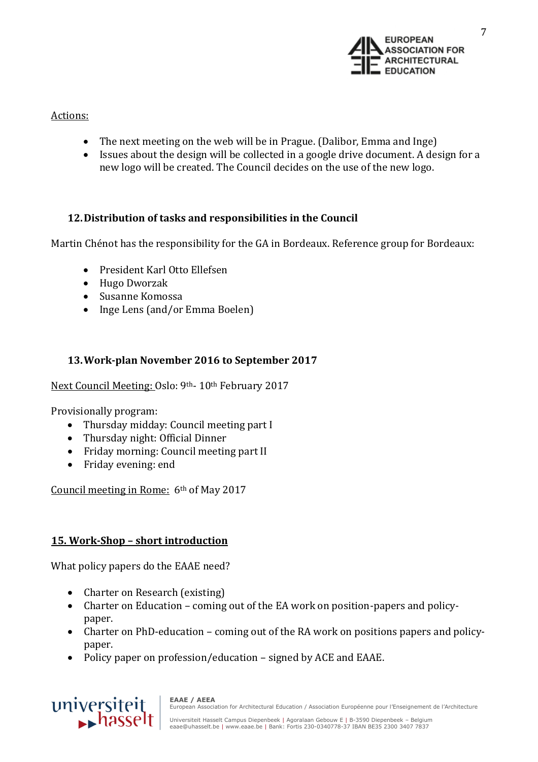Actions:

- The next meeting on the web will be in Prague. (Dalibor, Emma and Inge)
- Issues about the design will be collected in a google drive document. A design for a new logo will be created. The Council decides on the use of the new logo.

## 12. Distribution of tasks and responsibilities in the Council

Martin Chénot has the responsibility for the GA in Bordeaux. Reference group for Bordeaux:

- President Karl Otto Ellefsen
- Hugo Dworzak
- Susanne Komossa
- Inge Lens (and/or Emma Boelen)

## 13. Work-plan November 2016 to September 2017

Next Council Meeting: Oslo: 9th- 10th February 2017

Provisionally program:

- Thursday midday: Council meeting part I
- Thursday night: Official Dinner
- Friday morning: Council meeting part II
- Friday evening: end

Council meeting in Rome: 6th of May 2017

## 15. Work-Shop – short introduction

What policy papers do the EAAE need?

- Charter on Research (existing)
- Charter on Education – coming out of the EA work on position-papers and policy-paper.
- Charter on PhD-education – coming out of the RA work on positions papers and policy-paper.
- Policy paper on profession/education – signed by ACE and EAAE.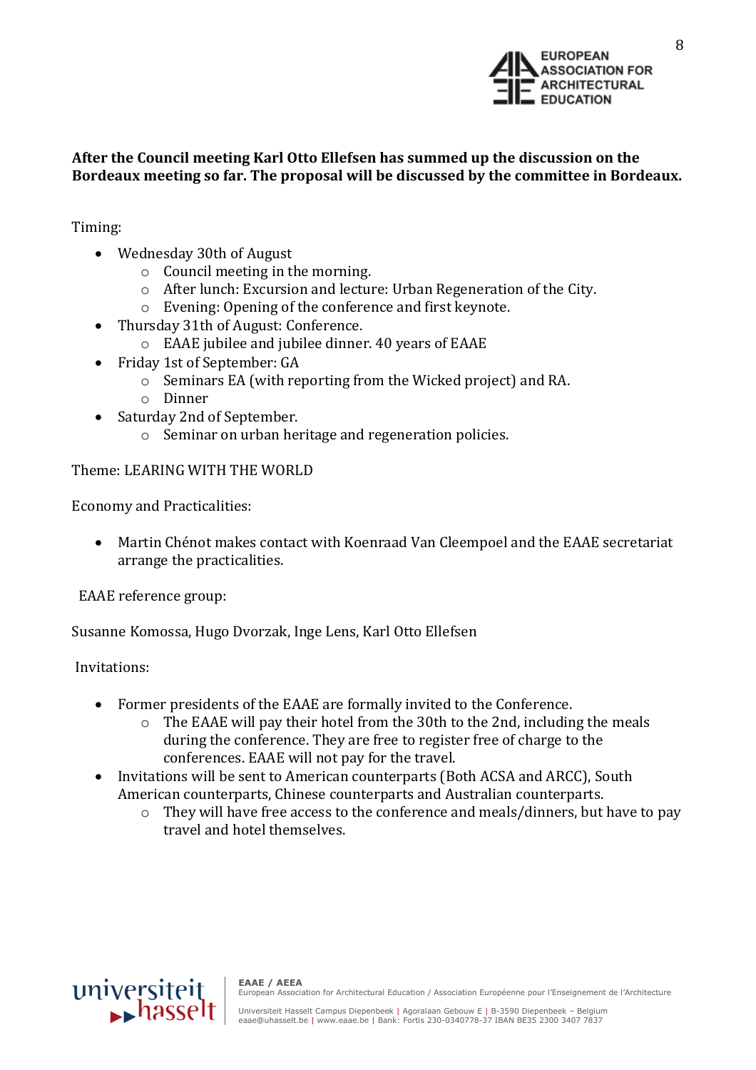**After the Council meeting Karl Otto Ellefsen has summed up the discussion on the Bordeaux meeting so far. The proposal will be discussed by the committee in Bordeaux.**

Timing:

- Wednesday 30th of August
  - Council meeting in the morning.
  - After lunch: Excursion and lecture: Urban Regeneration of the City.
  - Evening: Opening of the conference and first keynote.
- Thursday 31th of August: Conference.
  - EAAE jubilee and jubilee dinner. 40 years of EAAE
- Friday 1st of September: GA
  - Seminars EA (with reporting from the Wicked project) and RA.
  - Dinner
- Saturday 2nd of September.
  - Seminar on urban heritage and regeneration policies.

Theme: LEARING WITH THE WORLD

Economy and Practicalities:

- Martin Chénot makes contact with Koenraad Van Cleempoel and the EAAE secretariat arrange the practicalities.

EAAE reference group:

Susanne Komossa, Hugo Dvorzak, Inge Lens, Karl Otto Ellefsen

Invitations:

- Former presidents of the EAAE are formally invited to the Conference.
  - The EAAE will pay their hotel from the 30th to the 2nd, including the meals during the conference. They are free to register free of charge to the conferences. EAAE will not pay for the travel.
- Invitations will be sent to American counterparts (Both ACSA and ARCC), South American counterparts, Chinese counterparts and Australian counterparts.
  - They will have free access to the conference and meals/dinners, but have to pay travel and hotel themselves.